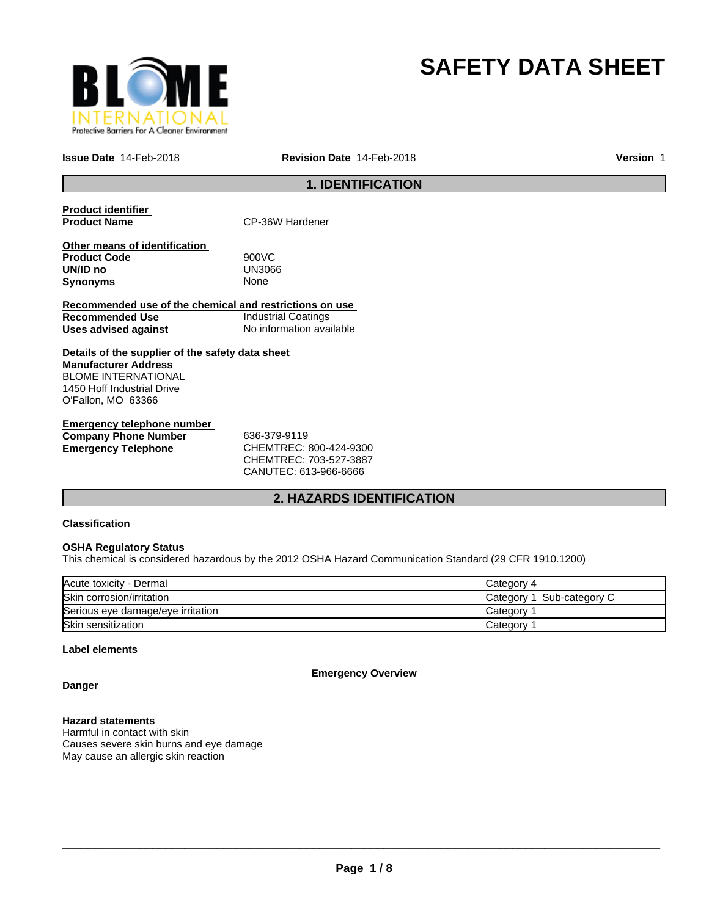# SAFETY DATA SHEET

**Issue Date** 14-Feb-2018 **Revision Date** 14-Feb-2018 **Version** 1

## 1. IDENTIFICATION

**Product identifier**

**Product Name** CP-36W Hardener

**Other means of identification**

**Product Code** 900VC
**UN/ID no** UN3066
**Synonyms** None

**Recommended use of the chemical and restrictions on use**

**Recommended Use** Industrial Coatings
**Uses advised against** No information available

**Details of the supplier of the safety data sheet**

**Manufacturer Address**
BLOME INTERNATIONAL
1450 Hoff Industrial Drive
O'Fallon, MO 63366

**Emergency telephone number**

**Company Phone Number** 636-379-9119
**Emergency Telephone** CHEMTREC: 800-424-9300
CHEMTREC: 703-527-3887
CANUTEC: 613-966-6666

## 2. HAZARDS IDENTIFICATION

**Classification**

**OSHA Regulatory Status**
This chemical is considered hazardous by the 2012 OSHA Hazard Communication Standard (29 CFR 1910.1200)

| | |
|---|---|
| Acute toxicity - Dermal | Category 4 |
| Skin corrosion/irritation | Category 1 Sub-category C |
| Serious eye damage/eye irritation | Category 1 |
| Skin sensitization | Category 1 |

**Label elements**

**Emergency Overview**

**Danger**

**Hazard statements**
Harmful in contact with skin
Causes severe skin burns and eye damage
May cause an allergic skin reaction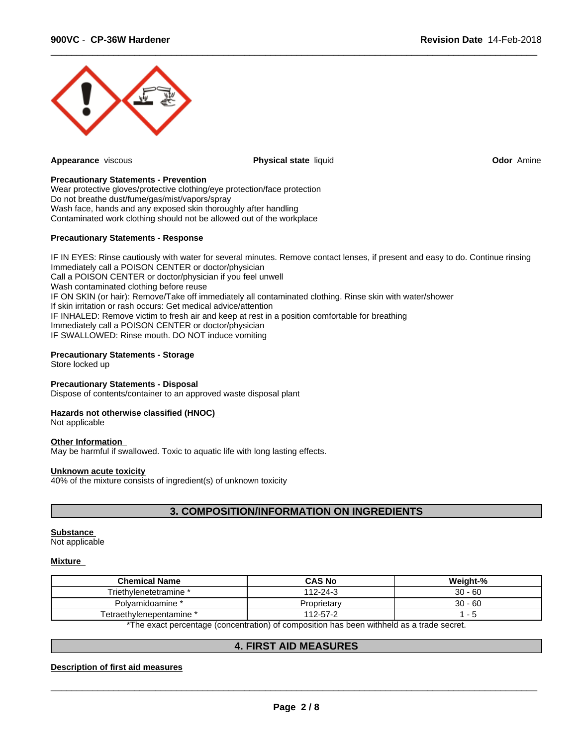**Appearance** viscous

**Physical state** liquid

**Odor** Amine

**Precautionary Statements - Prevention**

Wear protective gloves/protective clothing/eye protection/face protection
Do not breathe dust/fume/gas/mist/vapors/spray
Wash face, hands and any exposed skin thoroughly after handling
Contaminated work clothing should not be allowed out of the workplace

**Precautionary Statements - Response**

IF IN EYES: Rinse cautiously with water for several minutes. Remove contact lenses, if present and easy to do. Continue rinsing
Immediately call a POISON CENTER or doctor/physician
Call a POISON CENTER or doctor/physician if you feel unwell
Wash contaminated clothing before reuse
IF ON SKIN (or hair): Remove/Take off immediately all contaminated clothing. Rinse skin with water/shower
If skin irritation or rash occurs: Get medical advice/attention
IF INHALED: Remove victim to fresh air and keep at rest in a position comfortable for breathing
Immediately call a POISON CENTER or doctor/physician
IF SWALLOWED: Rinse mouth. DO NOT induce vomiting

**Precautionary Statements - Storage**

Store locked up

**Precautionary Statements - Disposal**

Dispose of contents/container to an approved waste disposal plant

**Hazards not otherwise classified (HNOC)**

Not applicable

**Other Information**

May be harmful if swallowed. Toxic to aquatic life with long lasting effects.

**Unknown acute toxicity**

40% of the mixture consists of ingredient(s) of unknown toxicity

## 3. COMPOSITION/INFORMATION ON INGREDIENTS

**Substance**

Not applicable

**Mixture**

| Chemical Name | CAS No | Weight-% |
|---|---|---|
| Triethylenetetramine * | 112-24-3 | 30 - 60 |
| Polyamidoamine * | Proprietary | 30 - 60 |
| Tetraethylenepentamine * | 112-57-2 | 1 - 5 |

*The exact percentage (concentration) of composition has been withheld as a trade secret.

## 4. FIRST AID MEASURES

**Description of first aid measures**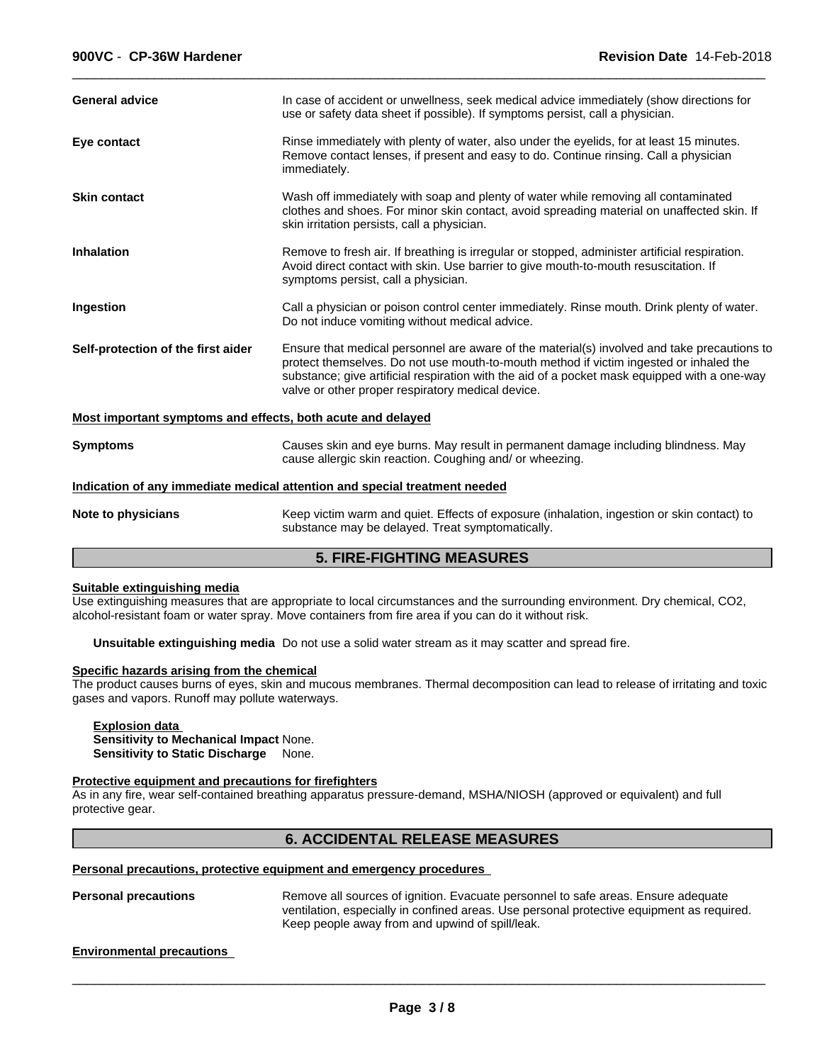| | |
|---|---|
| **General advice** | In case of accident or unwellness, seek medical advice immediately (show directions for use or safety data sheet if possible). If symptoms persist, call a physician. |
| **Eye contact** | Rinse immediately with plenty of water, also under the eyelids, for at least 15 minutes. Remove contact lenses, if present and easy to do. Continue rinsing. Call a physician immediately. |
| **Skin contact** | Wash off immediately with soap and plenty of water while removing all contaminated clothes and shoes. For minor skin contact, avoid spreading material on unaffected skin. If skin irritation persists, call a physician. |
| **Inhalation** | Remove to fresh air. If breathing is irregular or stopped, administer artificial respiration. Avoid direct contact with skin. Use barrier to give mouth-to-mouth resuscitation. If symptoms persist, call a physician. |
| **Ingestion** | Call a physician or poison control center immediately. Rinse mouth. Drink plenty of water. Do not induce vomiting without medical advice. |
| **Self-protection of the first aider** | Ensure that medical personnel are aware of the material(s) involved and take precautions to protect themselves. Do not use mouth-to-mouth method if victim ingested or inhaled the substance; give artificial respiration with the aid of a pocket mask equipped with a one-way valve or other proper respiratory medical device. |

**Most important symptoms and effects, both acute and delayed**

**Symptoms** Causes skin and eye burns. May result in permanent damage including blindness. May cause allergic skin reaction. Coughing and/ or wheezing.

**Indication of any immediate medical attention and special treatment needed**

**Note to physicians** Keep victim warm and quiet. Effects of exposure (inhalation, ingestion or skin contact) to substance may be delayed. Treat symptomatically.

## 5. FIRE-FIGHTING MEASURES

**Suitable extinguishing media**

Use extinguishing measures that are appropriate to local circumstances and the surrounding environment. Dry chemical, $CO_2$, alcohol-resistant foam or water spray. Move containers from fire area if you can do it without risk.

**Unsuitable extinguishing media** Do not use a solid water stream as it may scatter and spread fire.

**Specific hazards arising from the chemical**

The product causes burns of eyes, skin and mucous membranes. Thermal decomposition can lead to release of irritating and toxic gases and vapors. Runoff may pollute waterways.

**Explosion data**
**Sensitivity to Mechanical Impact** None.
**Sensitivity to Static Discharge** None.

**Protective equipment and precautions for firefighters**

As in any fire, wear self-contained breathing apparatus pressure-demand, MSHA/NIOSH (approved or equivalent) and full protective gear.

## 6. ACCIDENTAL RELEASE MEASURES

**Personal precautions, protective equipment and emergency procedures**

**Personal precautions** Remove all sources of ignition. Evacuate personnel to safe areas. Ensure adequate ventilation, especially in confined areas. Use personal protective equipment as required. Keep people away from and upwind of spill/leak.

**Environmental precautions**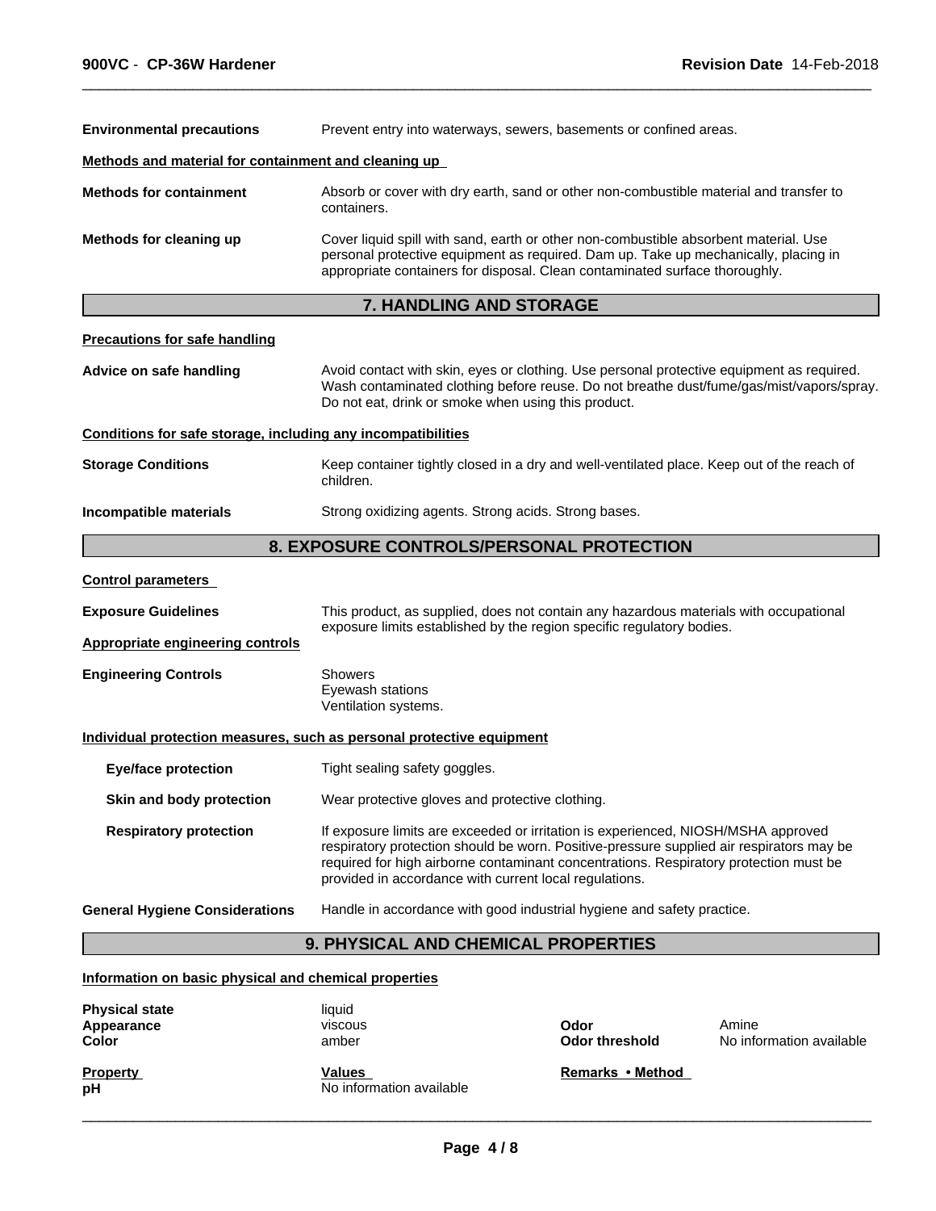**Environmental precautions** Prevent entry into waterways, sewers, basements or confined areas.

**Methods and material for containment and cleaning up**

**Methods for containment** Absorb or cover with dry earth, sand or other non-combustible material and transfer to containers.

**Methods for cleaning up** Cover liquid spill with sand, earth or other non-combustible absorbent material. Use personal protective equipment as required. Dam up. Take up mechanically, placing in appropriate containers for disposal. Clean contaminated surface thoroughly.

## 7. HANDLING AND STORAGE

**Precautions for safe handling**

**Advice on safe handling** Avoid contact with skin, eyes or clothing. Use personal protective equipment as required. Wash contaminated clothing before reuse. Do not breathe dust/fume/gas/mist/vapors/spray. Do not eat, drink or smoke when using this product.

**Conditions for safe storage, including any incompatibilities**

**Storage Conditions** Keep container tightly closed in a dry and well-ventilated place. Keep out of the reach of children.

**Incompatible materials** Strong oxidizing agents. Strong acids. Strong bases.

## 8. EXPOSURE CONTROLS/PERSONAL PROTECTION

**Control parameters**

**Exposure Guidelines** This product, as supplied, does not contain any hazardous materials with occupational exposure limits established by the region specific regulatory bodies.

**Appropriate engineering controls**

**Engineering Controls** Showers
Eyewash stations
Ventilation systems.

**Individual protection measures, such as personal protective equipment**

**Eye/face protection** Tight sealing safety goggles.

**Skin and body protection** Wear protective gloves and protective clothing.

**Respiratory protection** If exposure limits are exceeded or irritation is experienced, NIOSH/MSHA approved respiratory protection should be worn. Positive-pressure supplied air respirators may be required for high airborne contaminant concentrations. Respiratory protection must be provided in accordance with current local regulations.

**General Hygiene Considerations** Handle in accordance with good industrial hygiene and safety practice.

## 9. PHYSICAL AND CHEMICAL PROPERTIES

**Information on basic physical and chemical properties**

| | | | |
|---|---|---|---|
| **Physical state** | liquid | | |
| **Appearance** | viscous | **Odor** | Amine |
| **Color** | amber | **Odor threshold** | No information available |

| **Property** | **Values** | **Remarks • Method** |
|---|---|---|
| **pH** | No information available | |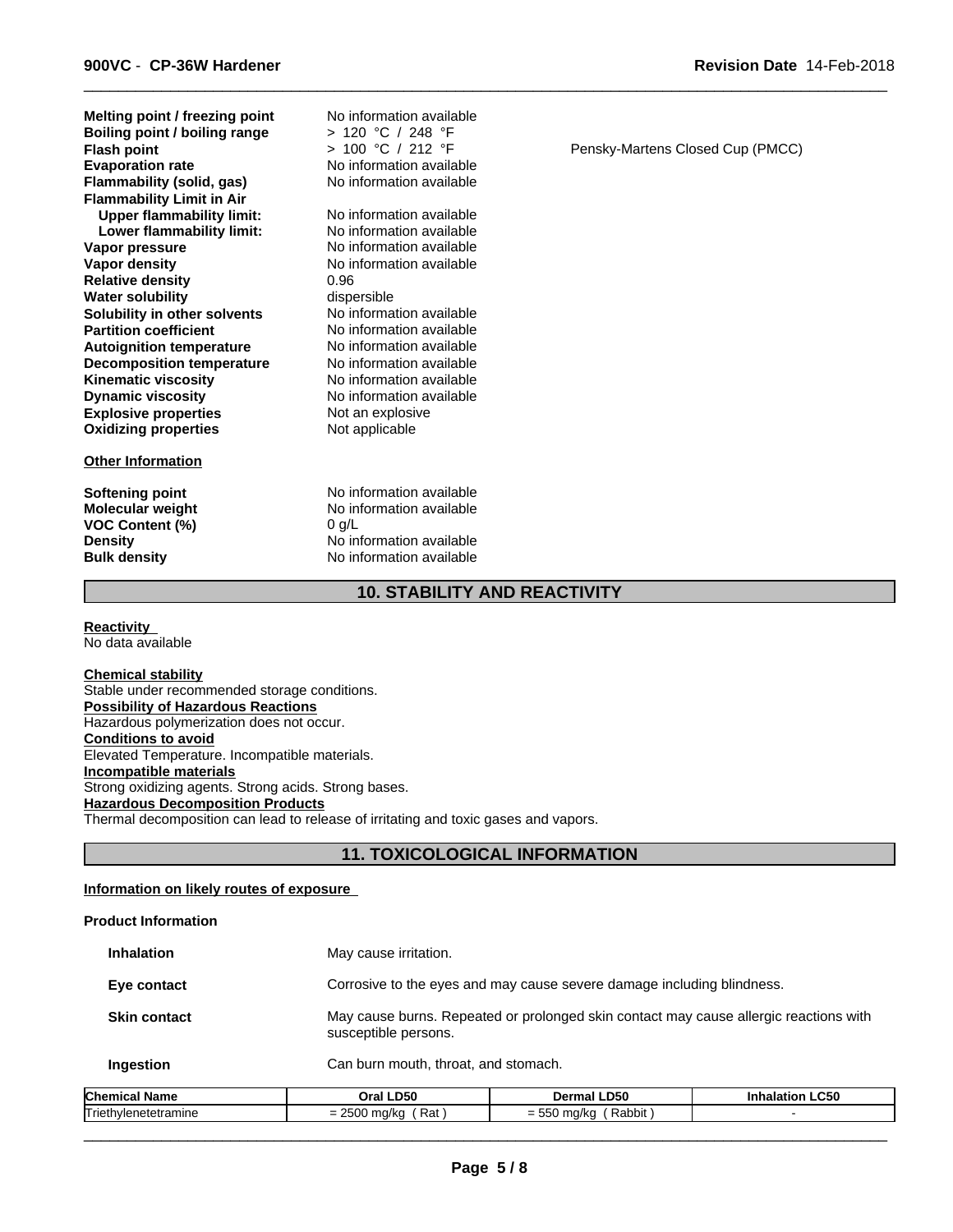| | | |
|---|---|---|
| **Melting point / freezing point** | No information available | |
| **Boiling point / boiling range** | > 120 °C / 248 °F | |
| **Flash point** | > 100 °C / 212 °F | Pensky-Martens Closed Cup (PMCC) |
| **Evaporation rate** | No information available | |
| **Flammability (solid, gas)** | No information available | |
| **Flammability Limit in Air** | | |
| **Upper flammability limit:** | No information available | |
| **Lower flammability limit:** | No information available | |
| **Vapor pressure** | No information available | |
| **Vapor density** | No information available | |
| **Relative density** | 0.96 | |
| **Water solubility** | dispersible | |
| **Solubility in other solvents** | No information available | |
| **Partition coefficient** | No information available | |
| **Autoignition temperature** | No information available | |
| **Decomposition temperature** | No information available | |
| **Kinematic viscosity** | No information available | |
| **Dynamic viscosity** | No information available | |
| **Explosive properties** | Not an explosive | |
| **Oxidizing properties** | Not applicable | |

**Other Information**

| | |
|---|---|
| **Softening point** | No information available |
| **Molecular weight** | No information available |
| **VOC Content (%)** | 0 g/L |
| **Density** | No information available |
| **Bulk density** | No information available |

## 10. STABILITY AND REACTIVITY

**Reactivity**
No data available

**Chemical stability**
Stable under recommended storage conditions.

**Possibility of Hazardous Reactions**
Hazardous polymerization does not occur.

**Conditions to avoid**
Elevated Temperature. Incompatible materials.

**Incompatible materials**
Strong oxidizing agents. Strong acids. Strong bases.

**Hazardous Decomposition Products**
Thermal decomposition can lead to release of irritating and toxic gases and vapors.

## 11. TOXICOLOGICAL INFORMATION

**Information on likely routes of exposure**

**Product Information**

| | |
|---|---|
| **Inhalation** | May cause irritation. |
| **Eye contact** | Corrosive to the eyes and may cause severe damage including blindness. |
| **Skin contact** | May cause burns. Repeated or prolonged skin contact may cause allergic reactions with susceptible persons. |
| **Ingestion** | Can burn mouth, throat, and stomach. |

| Chemical Name | Oral LD50 | Dermal LD50 | Inhalation LC50 |
|---|---|---|---|
| Triethylenetetramine | = 2500 mg/kg ( Rat ) | = 550 mg/kg ( Rabbit ) | - |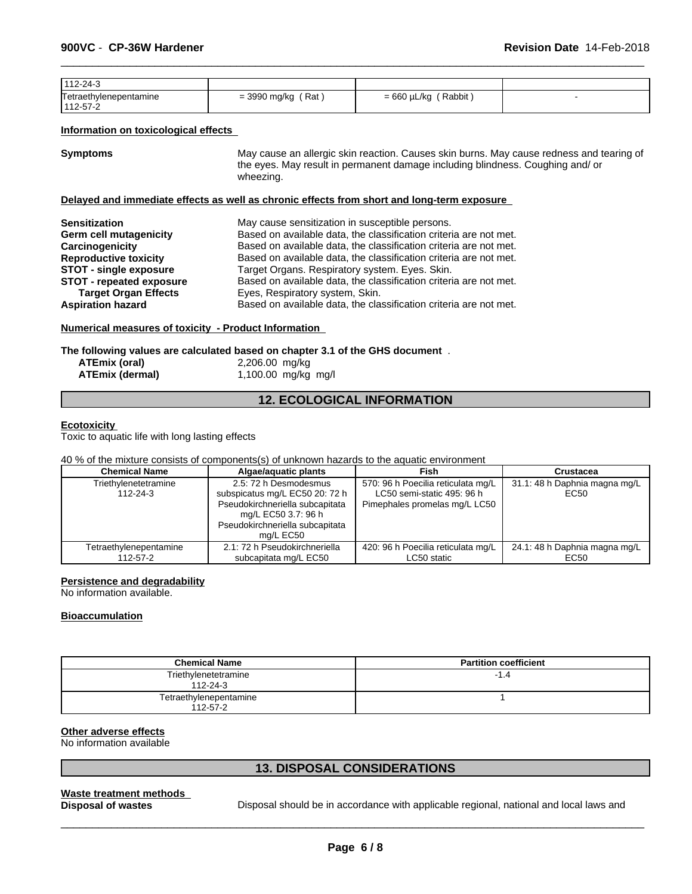| 112-24-3 | | | |
|---|---|---|---|
| Tetraethylenepentamine 112-57-2 | = 3990 mg/kg ( Rat ) | = 660 µL/kg ( Rabbit ) | - |

**Information on toxicological effects**

**Symptoms** May cause an allergic skin reaction. Causes skin burns. May cause redness and tearing of the eyes. May result in permanent damage including blindness. Coughing and/ or wheezing.

**Delayed and immediate effects as well as chronic effects from short and long-term exposure**

**Sensitization** May cause sensitization in susceptible persons.
**Germ cell mutagenicity** Based on available data, the classification criteria are not met.
**Carcinogenicity** Based on available data, the classification criteria are not met.
**Reproductive toxicity** Based on available data, the classification criteria are not met.
**STOT - single exposure** Target Organs. Respiratory system. Eyes. Skin.
**STOT - repeated exposure** Based on available data, the classification criteria are not met.
**Target Organ Effects** Eyes, Respiratory system, Skin.
**Aspiration hazard** Based on available data, the classification criteria are not met.

**Numerical measures of toxicity - Product Information**

**The following values are calculated based on chapter 3.1 of the GHS document** .
**ATEmix (oral)** 2,206.00 mg/kg
**ATEmix (dermal)** 1,100.00 mg/kg mg/l

## 12. ECOLOGICAL INFORMATION

**Ecotoxicity**
Toxic to aquatic life with long lasting effects

40 % of the mixture consists of components(s) of unknown hazards to the aquatic environment

| Chemical Name | Algae/aquatic plants | Fish | Crustacea |
|---|---|---|---|
| Triethylenetetramine 112-24-3 | 2.5: 72 h Desmodesmus subspicatus mg/L EC50 20: 72 h Pseudokirchneriella subcapitata mg/L EC50 3.7: 96 h Pseudokirchneriella subcapitata mg/L EC50 | 570: 96 h Poecilia reticulata mg/L LC50 semi-static 495: 96 h Pimephales promelas mg/L LC50 | 31.1: 48 h Daphnia magna mg/L EC50 |
| Tetraethylenepentamine 112-57-2 | 2.1: 72 h Pseudokirchneriella subcapitata mg/L EC50 | 420: 96 h Poecilia reticulata mg/L LC50 static | 24.1: 48 h Daphnia magna mg/L EC50 |

**Persistence and degradability**
No information available.

**Bioaccumulation**

| Chemical Name | Partition coefficient |
|---|---|
| Triethylenetetramine 112-24-3 | -1.4 |
| Tetraethylenepentamine 112-57-2 | 1 |

**Other adverse effects**
No information available

## 13. DISPOSAL CONSIDERATIONS

**Waste treatment methods**
**Disposal of wastes** Disposal should be in accordance with applicable regional, national and local laws and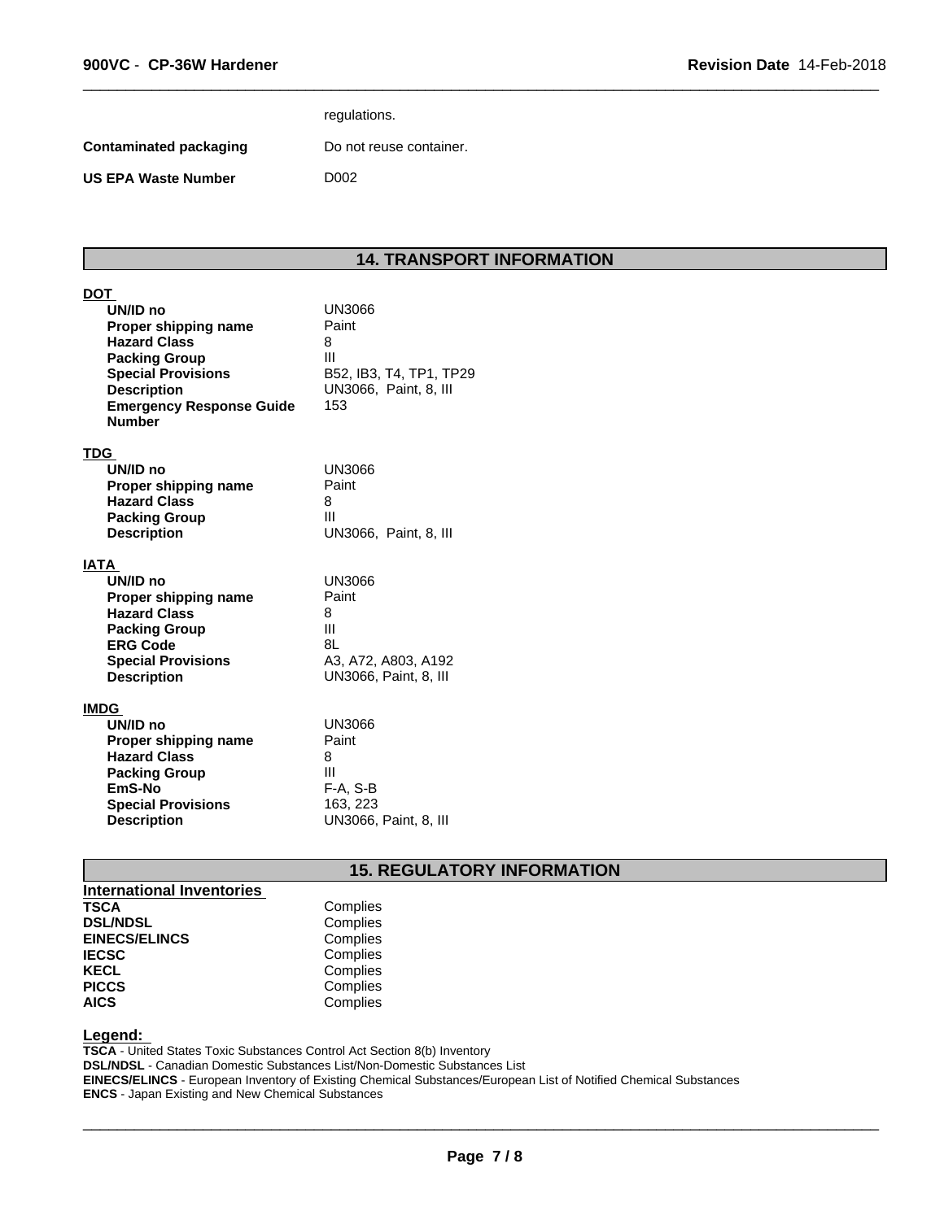regulations.

| | |
|---|---|
| **Contaminated packaging** | Do not reuse container. |
| **US EPA Waste Number** | D002 |

## 14. TRANSPORT INFORMATION

**DOT**

| | |
|---|---|
| **UN/ID no** | UN3066 |
| **Proper shipping name** | Paint |
| **Hazard Class** | 8 |
| **Packing Group** | III |
| **Special Provisions** | B52, IB3, T4, TP1, TP29 |
| **Description** | UN3066, Paint, 8, III |
| **Emergency Response Guide Number** | 153 |

**TDG**

| | |
|---|---|
| **UN/ID no** | UN3066 |
| **Proper shipping name** | Paint |
| **Hazard Class** | 8 |
| **Packing Group** | III |
| **Description** | UN3066, Paint, 8, III |

**IATA**

| | |
|---|---|
| **UN/ID no** | UN3066 |
| **Proper shipping name** | Paint |
| **Hazard Class** | 8 |
| **Packing Group** | III |
| **ERG Code** | 8L |
| **Special Provisions** | A3, A72, A803, A192 |
| **Description** | UN3066, Paint, 8, III |

**IMDG**

| | |
|---|---|
| **UN/ID no** | UN3066 |
| **Proper shipping name** | Paint |
| **Hazard Class** | 8 |
| **Packing Group** | III |
| **EmS-No** | F-A, S-B |
| **Special Provisions** | 163, 223 |
| **Description** | UN3066, Paint, 8, III |

## 15. REGULATORY INFORMATION

**International Inventories**

| | |
|---|---|
| **TSCA** | Complies |
| **DSL/NDSL** | Complies |
| **EINECS/ELINCS** | Complies |
| **IECSC** | Complies |
| **KECL** | Complies |
| **PICCS** | Complies |
| **AICS** | Complies |

**Legend:**

**TSCA** - United States Toxic Substances Control Act Section 8(b) Inventory
**DSL/NDSL** - Canadian Domestic Substances List/Non-Domestic Substances List
**EINECS/ELINCS** - European Inventory of Existing Chemical Substances/European List of Notified Chemical Substances
**ENCS** - Japan Existing and New Chemical Substances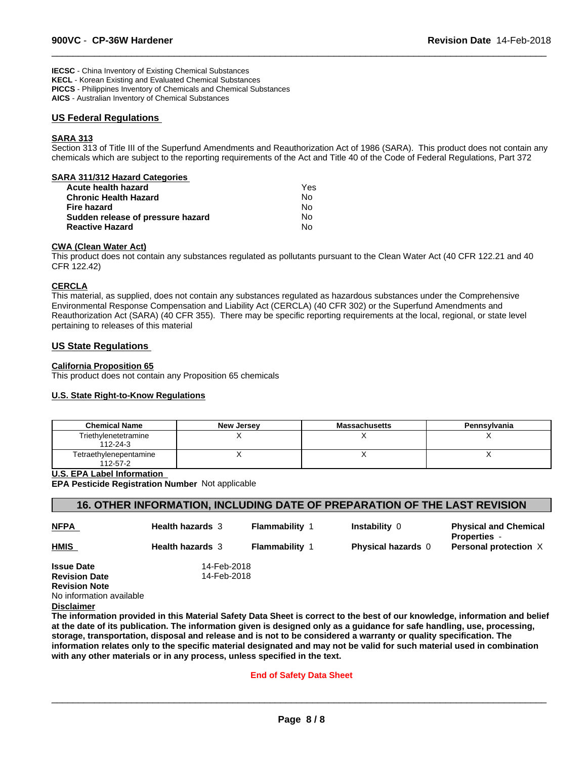**IECSC** - China Inventory of Existing Chemical Substances
**KECL** - Korean Existing and Evaluated Chemical Substances
**PICCS** - Philippines Inventory of Chemicals and Chemical Substances
**AICS** - Australian Inventory of Chemical Substances

## US Federal Regulations

### SARA 313

Section 313 of Title III of the Superfund Amendments and Reauthorization Act of 1986 (SARA). This product does not contain any chemicals which are subject to the reporting requirements of the Act and Title 40 of the Code of Federal Regulations, Part 372

### SARA 311/312 Hazard Categories

| | |
|---|---|
| **Acute health hazard** | Yes |
| **Chronic Health Hazard** | No |
| **Fire hazard** | No |
| **Sudden release of pressure hazard** | No |
| **Reactive Hazard** | No |

### CWA (Clean Water Act)

This product does not contain any substances regulated as pollutants pursuant to the Clean Water Act (40 CFR 122.21 and 40 CFR 122.42)

### CERCLA

This material, as supplied, does not contain any substances regulated as hazardous substances under the Comprehensive Environmental Response Compensation and Liability Act (CERCLA) (40 CFR 302) or the Superfund Amendments and Reauthorization Act (SARA) (40 CFR 355). There may be specific reporting requirements at the local, regional, or state level pertaining to releases of this material

## US State Regulations

### California Proposition 65

This product does not contain any Proposition 65 chemicals

### U.S. State Right-to-Know Regulations

| Chemical Name | New Jersey | Massachusetts | Pennsylvania |
|---|---|---|---|
| Triethylenetetramine 112-24-3 | X | X | X |
| Tetraethylenepentamine 112-57-2 | X | X | X |

### U.S. EPA Label Information

**EPA Pesticide Registration Number** Not applicable

## 16. OTHER INFORMATION, INCLUDING DATE OF PREPARATION OF THE LAST REVISION

| | | | | |
|---|---|---|---|---|
| **NFPA** | **Health hazards** 3 | **Flammability** 1 | **Instability** 0 | **Physical and Chemical Properties** - |
| **HMIS** | **Health hazards** 3 | **Flammability** 1 | **Physical hazards** 0 | **Personal protection** X |

**Issue Date** 14-Feb-2018
**Revision Date** 14-Feb-2018
**Revision Note**
No information available

### Disclaimer

**The information provided in this Material Safety Data Sheet is correct to the best of our knowledge, information and belief at the date of its publication. The information given is designed only as a guidance for safe handling, use, processing, storage, transportation, disposal and release and is not to be considered a warranty or quality specification. The information relates only to the specific material designated and may not be valid for such material used in combination with any other materials or in any process, unless specified in the text.**

**End of Safety Data Sheet**